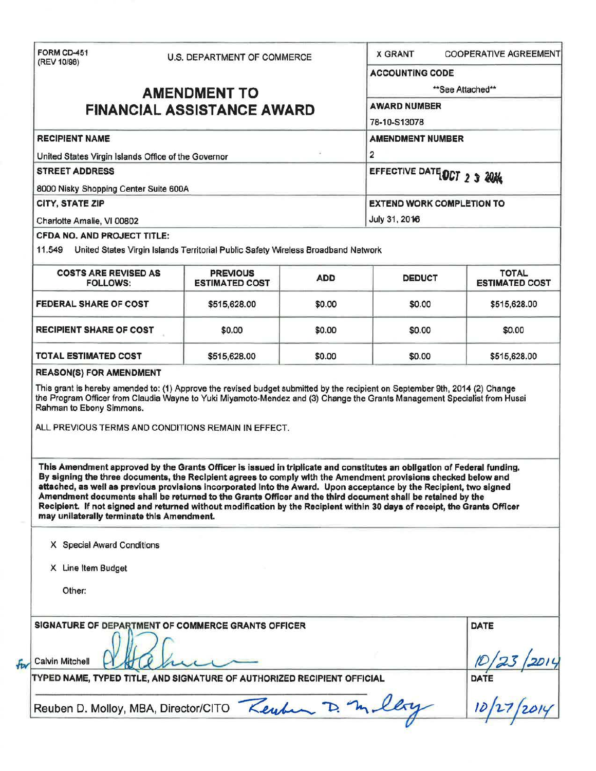FORM CD-451
(REV 10/98)

U.S. DEPARTMENT OF COMMERCE

# AMENDMENT TO FINANCIAL ASSISTANCE AWARD

X GRANT    COOPERATIVE AGREEMENT

**ACCOUNTING CODE**

**See Attached**

**AWARD NUMBER**

78-10-S13078

**RECIPIENT NAME**

United States Virgin Islands Office of the Governor

**AMENDMENT NUMBER**

2

**STREET ADDRESS**

8000 Nisky Shopping Center Suite 600A

**EFFECTIVE DATE** OCT 23 2014

**CITY, STATE ZIP**

Charlotte Amalie, VI 00802

**EXTEND WORK COMPLETION TO**

July 31, 2016

**CFDA NO. AND PROJECT TITLE:**

11.549 United States Virgin Islands Territorial Public Safety Wireless Broadband Network

| COSTS ARE REVISED AS FOLLOWS: | PREVIOUS ESTIMATED COST | ADD | DEDUCT | TOTAL ESTIMATED COST |
|---|---|---|---|---|
| FEDERAL SHARE OF COST | $515,628.00 | $0.00 | $0.00 | $515,628.00 |
| RECIPIENT SHARE OF COST | $0.00 | $0.00 | $0.00 | $0.00 |
| TOTAL ESTIMATED COST | $515,628.00 | $0.00 | $0.00 | $515,628.00 |

**REASON(S) FOR AMENDMENT**

This grant is hereby amended to: (1) Approve the revised budget submitted by the recipient on September 9th, 2014 (2) Change the Program Officer from Claudia Wayne to Yuki Miyamoto-Mendez and (3) Change the Grants Management Specialist from Husai Rahman to Ebony Simmons.

ALL PREVIOUS TERMS AND CONDITIONS REMAIN IN EFFECT.

**This Amendment approved by the Grants Officer is issued in triplicate and constitutes an obligation of Federal funding. By signing the three documents, the Recipient agrees to comply with the Amendment provisions checked below and attached, as well as previous provisions incorporated into the Award. Upon acceptance by the Recipient, two signed Amendment documents shall be returned to the Grants Officer and the third document shall be retained by the Recipient. If not signed and returned without modification by the Recipient within 30 days of receipt, the Grants Officer may unilaterally terminate this Amendment.**

X Special Award Conditions

X Line Item Budget

Other:

**SIGNATURE OF DEPARTMENT OF COMMERCE GRANTS OFFICER**

for Calvin Mitchell

**DATE**

10/23/2014

**TYPED NAME, TYPED TITLE, AND SIGNATURE OF AUTHORIZED RECIPIENT OFFICIAL**

Reuben D. Molloy, MBA, Director/CITO

**DATE**

10/27/2014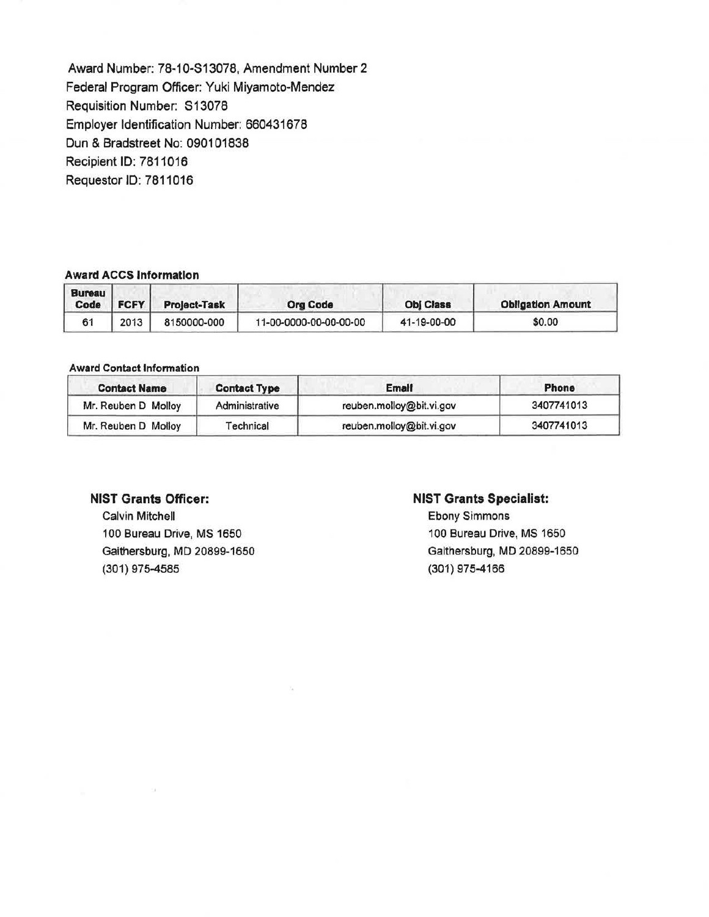Award Number: 78-10-S13078, Amendment Number 2
Federal Program Officer: Yuki Miyamoto-Mendez
Requisition Number: S13078
Employer Identification Number: 660431678
Dun & Bradstreet No: 090101838
Recipient ID: 7811016
Requestor ID: 7811016

**Award ACCS Information**

| Bureau Code | FCFY | Project-Task | Org Code | Obj Class | Obligation Amount |
|---|---|---|---|---|---|
| 61 | 2013 | 8150000-000 | 11-00-0000-00-00-00-00 | 41-19-00-00 | $0.00 |

**Award Contact Information**

| Contact Name | Contact Type | Email | Phone |
|---|---|---|---|
| Mr. Reuben D Molloy | Administrative | reuben.molloy@bit.vi.gov | 3407741013 |
| Mr. Reuben D Molloy | Technical | reuben.molloy@bit.vi.gov | 3407741013 |

### NIST Grants Officer:

Calvin Mitchell
100 Bureau Drive, MS 1650
Gaithersburg, MD 20899-1650
(301) 975-4585

### NIST Grants Specialist:

Ebony Simmons
100 Bureau Drive, MS 1650
Gaithersburg, MD 20899-1650
(301) 975-4166